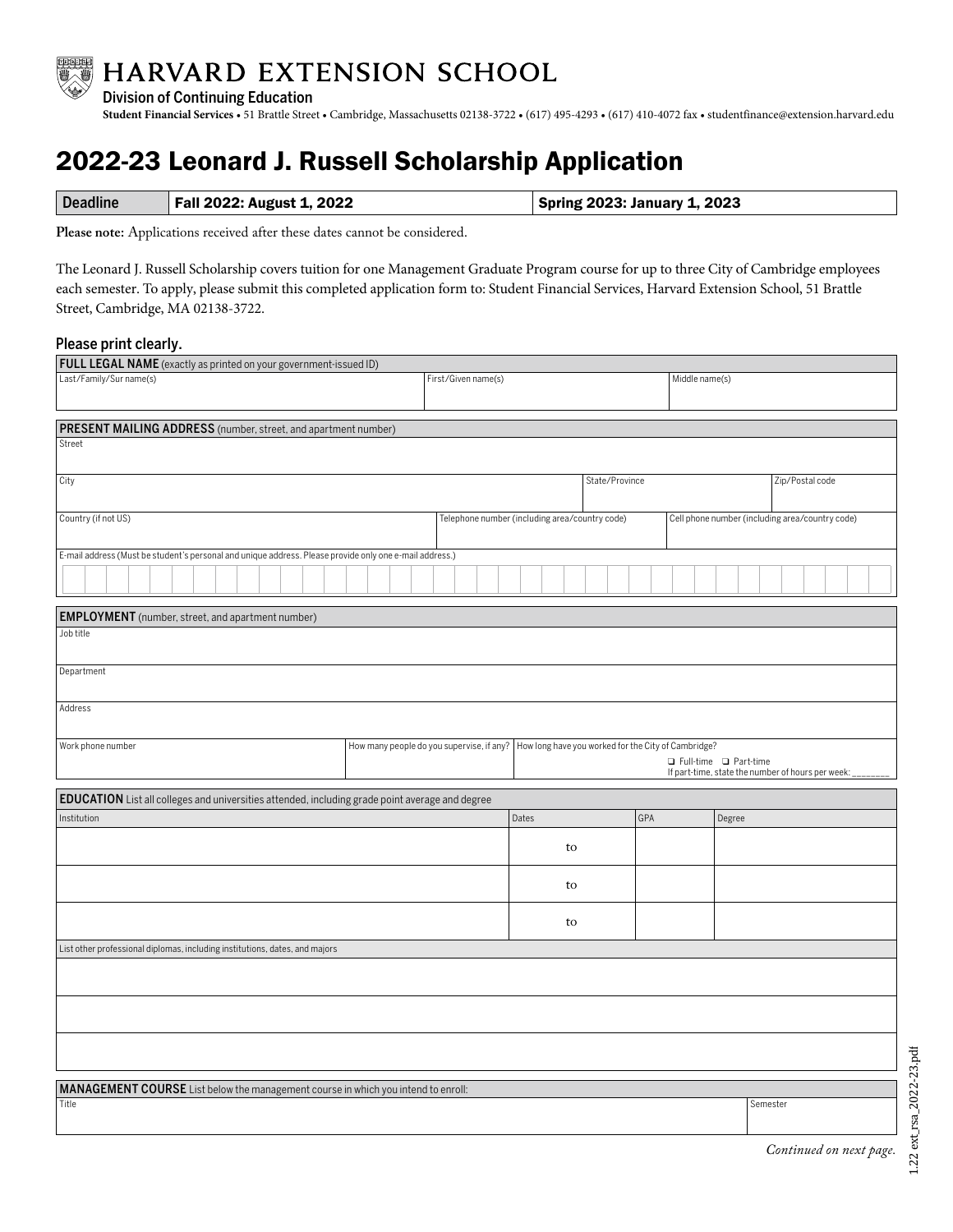# HARVARD EXTENSION SCHOOL

**Division of Continuing Education**

**Student Financial Services** • 51 Brattle Street • Cambridge, Massachusetts 02138-3722 • (617) 495-4293 • (617) 410-4072 fax • studentfinance@extension.harvard.edu

# 2022-23 Leonard J. Russell Scholarship Application

| Deadline | Fall 2022: August 1, 2022 | Spring 2023: January 1, 2023 |
|---|---|---|

**Please note:** Applications received after these dates cannot be considered.

The Leonard J. Russell Scholarship covers tuition for one Management Graduate Program course for up to three City of Cambridge employees each semester. To apply, please submit this completed application form to: Student Financial Services, Harvard Extension School, 51 Brattle Street, Cambridge, MA 02138-3722.

## Please print clearly.

**FULL LEGAL NAME** (exactly as printed on your government-issued ID)

| Last/Family/Sur name(s) | First/Given name(s) | Middle name(s) |
|---|---|---|
| | | |

**PRESENT MAILING ADDRESS** (number, street, and apartment number)

| Street | | |
|---|---|---|
| City | State/Province | Zip/Postal code |
| Country (if not US) | Telephone number (including area/country code) | Cell phone number (including area/country code) |

E-mail address (Must be student's personal and unique address. Please provide only one e-mail address.)

**EMPLOYMENT** (number, street, and apartment number)

| Job title | | |
|---|---|---|
| Department | | |
| Address | | |
| Work phone number | How many people do you supervise, if any? | How long have you worked for the City of Cambridge? ❑ Full-time ❑ Part-time If part-time, state the number of hours per week: _______ |

**EDUCATION** List all colleges and universities attended, including grade point average and degree

| Institution | Dates | GPA | Degree |
|---|---|---|---|
| | to | | |
| | to | | |
| | to | | |

List other professional diplomas, including institutions, dates, and majors

**MANAGEMENT COURSE** List below the management course in which you intend to enroll:

| Title | Semester |
|---|---|
| | |

*Continued on next page.*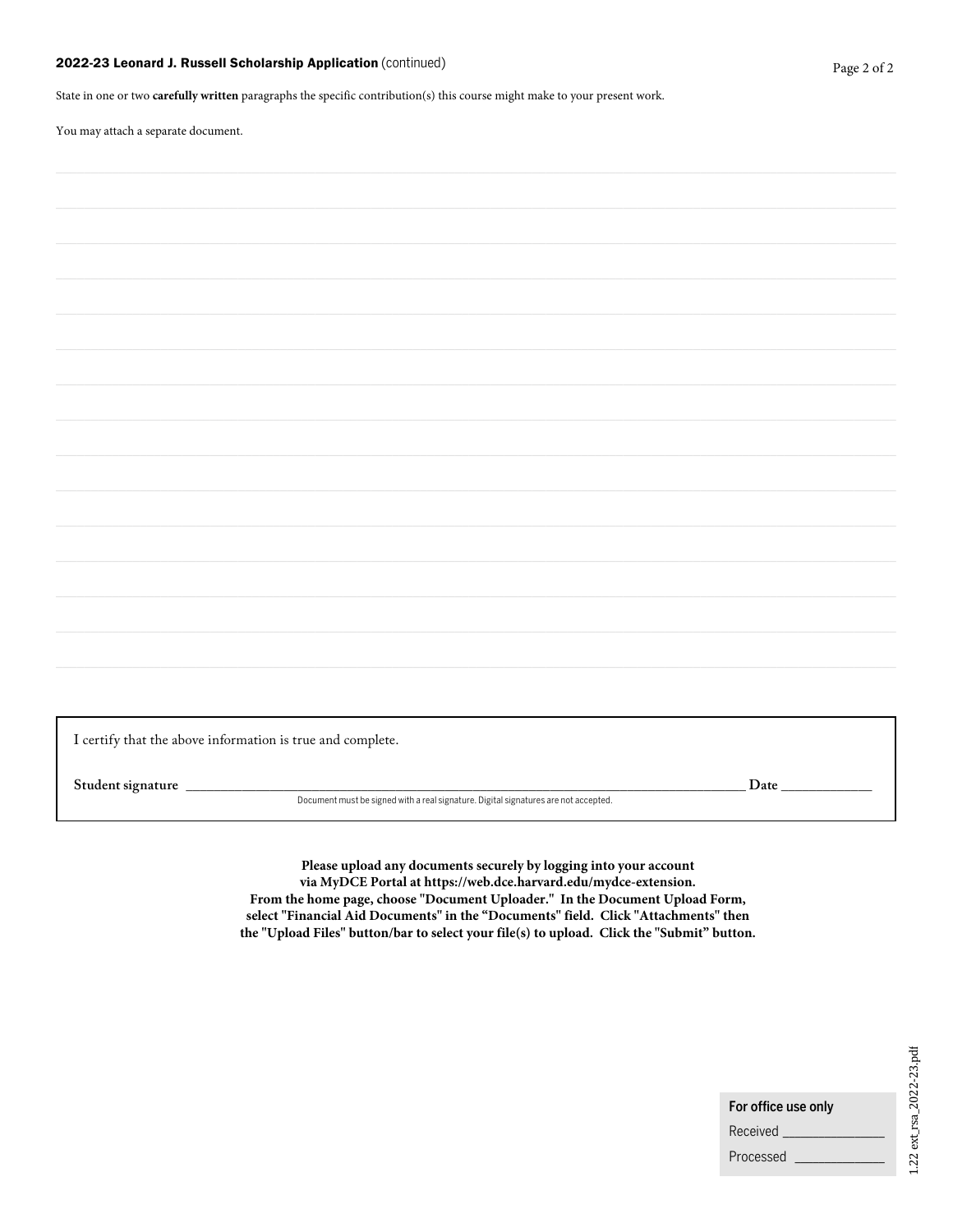## 2022-23 Leonard J. Russell Scholarship Application (continued)

State in one or two **carefully written** paragraphs the specific contribution(s) this course might make to your present work.

You may attach a separate document.

I certify that the above information is true and complete.

**Student signature** ______________________________ **Date** ____________

Document must be signed with a real signature. Digital signatures are not accepted.

**Please upload any documents securely by logging into your account via MyDCE Portal at https://web.dce.harvard.edu/mydce-extension. From the home page, choose "Document Uploader." In the Document Upload Form, select "Financial Aid Documents" in the "Documents" field. Click "Attachments" then the "Upload Files" button/bar to select your file(s) to upload. Click the "Submit" button.**

**For office use only**

Received ______________

Processed ______________

1.22 ext_rsa_2022-23.pdf